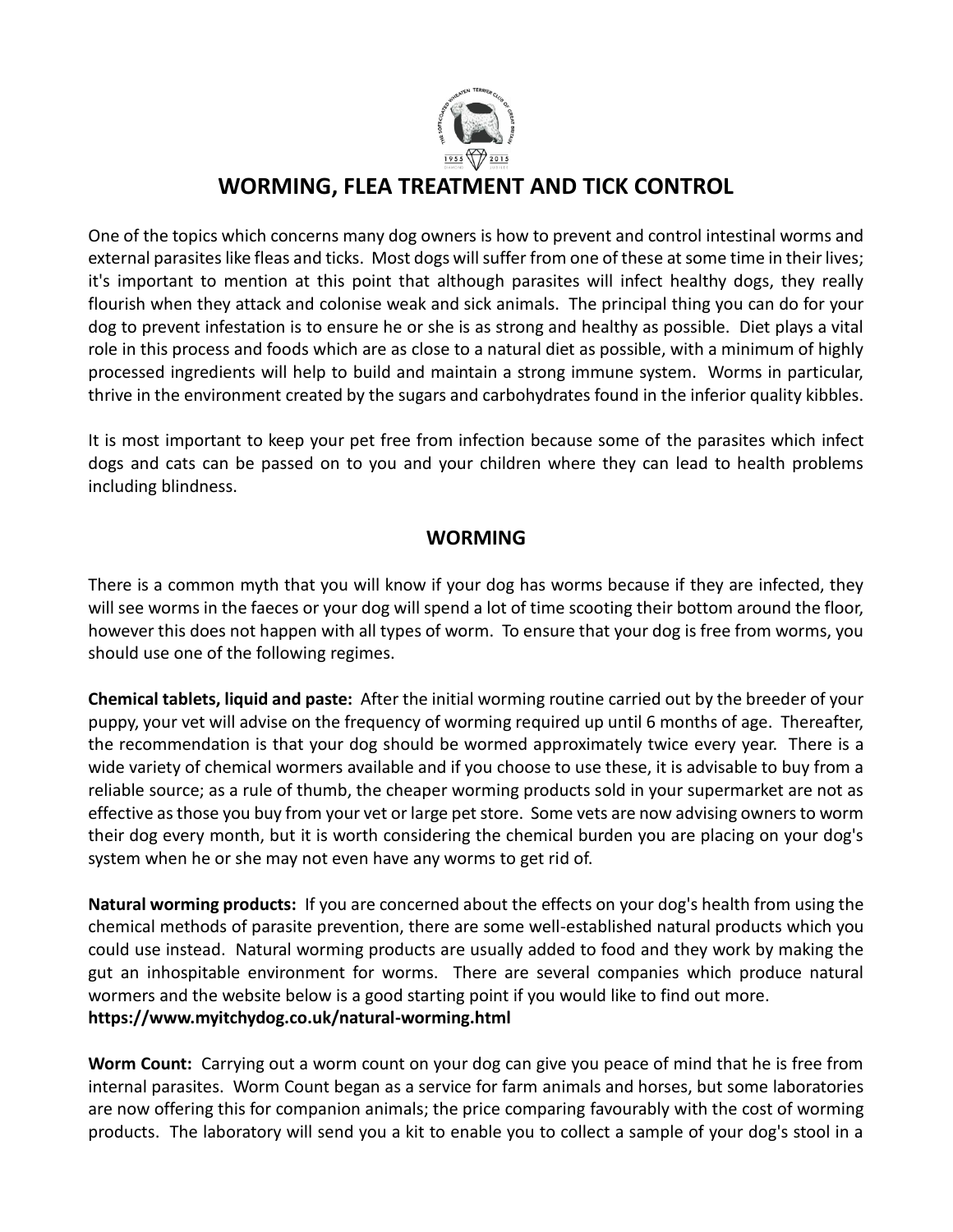# WORMING, FLEA TREATMENT AND TICK CONTROL

One of the topics which concerns many dog owners is how to prevent and control intestinal worms and external parasites like fleas and ticks. Most dogs will suffer from one of these at some time in their lives; it's important to mention at this point that although parasites will infect healthy dogs, they really flourish when they attack and colonise weak and sick animals. The principal thing you can do for your dog to prevent infestation is to ensure he or she is as strong and healthy as possible. Diet plays a vital role in this process and foods which are as close to a natural diet as possible, with a minimum of highly processed ingredients will help to build and maintain a strong immune system. Worms in particular, thrive in the environment created by the sugars and carbohydrates found in the inferior quality kibbles.

It is most important to keep your pet free from infection because some of the parasites which infect dogs and cats can be passed on to you and your children where they can lead to health problems including blindness.

## WORMING

There is a common myth that you will know if your dog has worms because if they are infected, they will see worms in the faeces or your dog will spend a lot of time scooting their bottom around the floor, however this does not happen with all types of worm. To ensure that your dog is free from worms, you should use one of the following regimes.

**Chemical tablets, liquid and paste:** After the initial worming routine carried out by the breeder of your puppy, your vet will advise on the frequency of worming required up until 6 months of age. Thereafter, the recommendation is that your dog should be wormed approximately twice every year. There is a wide variety of chemical wormers available and if you choose to use these, it is advisable to buy from a reliable source; as a rule of thumb, the cheaper worming products sold in your supermarket are not as effective as those you buy from your vet or large pet store. Some vets are now advising owners to worm their dog every month, but it is worth considering the chemical burden you are placing on your dog's system when he or she may not even have any worms to get rid of.

**Natural worming products:** If you are concerned about the effects on your dog's health from using the chemical methods of parasite prevention, there are some well-established natural products which you could use instead. Natural worming products are usually added to food and they work by making the gut an inhospitable environment for worms. There are several companies which produce natural wormers and the website below is a good starting point if you would like to find out more.
**https://www.myitchydog.co.uk/natural-worming.html**

**Worm Count:** Carrying out a worm count on your dog can give you peace of mind that he is free from internal parasites. Worm Count began as a service for farm animals and horses, but some laboratories are now offering this for companion animals; the price comparing favourably with the cost of worming products. The laboratory will send you a kit to enable you to collect a sample of your dog's stool in a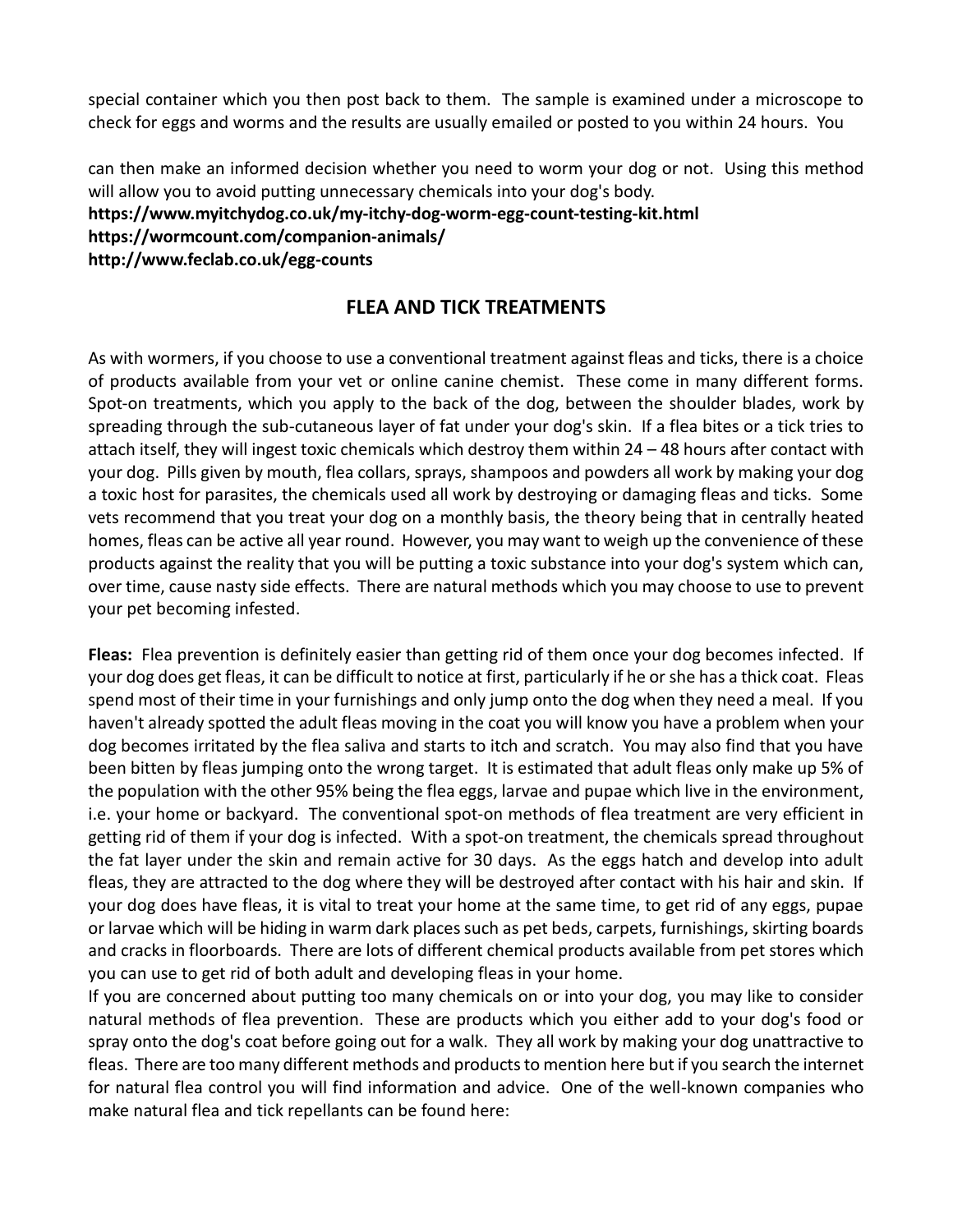special container which you then post back to them. The sample is examined under a microscope to check for eggs and worms and the results are usually emailed or posted to you within 24 hours. You can then make an informed decision whether you need to worm your dog or not. Using this method will allow you to avoid putting unnecessary chemicals into your dog's body.

**https://www.myitchydog.co.uk/my-itchy-dog-worm-egg-count-testing-kit.html**
**https://wormcount.com/companion-animals/**
**http://www.feclab.co.uk/egg-counts**

## FLEA AND TICK TREATMENTS

As with wormers, if you choose to use a conventional treatment against fleas and ticks, there is a choice of products available from your vet or online canine chemist. These come in many different forms. Spot-on treatments, which you apply to the back of the dog, between the shoulder blades, work by spreading through the sub-cutaneous layer of fat under your dog's skin. If a flea bites or a tick tries to attach itself, they will ingest toxic chemicals which destroy them within 24 – 48 hours after contact with your dog. Pills given by mouth, flea collars, sprays, shampoos and powders all work by making your dog a toxic host for parasites, the chemicals used all work by destroying or damaging fleas and ticks. Some vets recommend that you treat your dog on a monthly basis, the theory being that in centrally heated homes, fleas can be active all year round. However, you may want to weigh up the convenience of these products against the reality that you will be putting a toxic substance into your dog's system which can, over time, cause nasty side effects. There are natural methods which you may choose to use to prevent your pet becoming infested.

**Fleas:** Flea prevention is definitely easier than getting rid of them once your dog becomes infected. If your dog does get fleas, it can be difficult to notice at first, particularly if he or she has a thick coat. Fleas spend most of their time in your furnishings and only jump onto the dog when they need a meal. If you haven't already spotted the adult fleas moving in the coat you will know you have a problem when your dog becomes irritated by the flea saliva and starts to itch and scratch. You may also find that you have been bitten by fleas jumping onto the wrong target. It is estimated that adult fleas only make up 5% of the population with the other 95% being the flea eggs, larvae and pupae which live in the environment, i.e. your home or backyard. The conventional spot-on methods of flea treatment are very efficient in getting rid of them if your dog is infected. With a spot-on treatment, the chemicals spread throughout the fat layer under the skin and remain active for 30 days. As the eggs hatch and develop into adult fleas, they are attracted to the dog where they will be destroyed after contact with his hair and skin. If your dog does have fleas, it is vital to treat your home at the same time, to get rid of any eggs, pupae or larvae which will be hiding in warm dark places such as pet beds, carpets, furnishings, skirting boards and cracks in floorboards. There are lots of different chemical products available from pet stores which you can use to get rid of both adult and developing fleas in your home.

If you are concerned about putting too many chemicals on or into your dog, you may like to consider natural methods of flea prevention. These are products which you either add to your dog's food or spray onto the dog's coat before going out for a walk. They all work by making your dog unattractive to fleas. There are too many different methods and products to mention here but if you search the internet for natural flea control you will find information and advice. One of the well-known companies who make natural flea and tick repellants can be found here: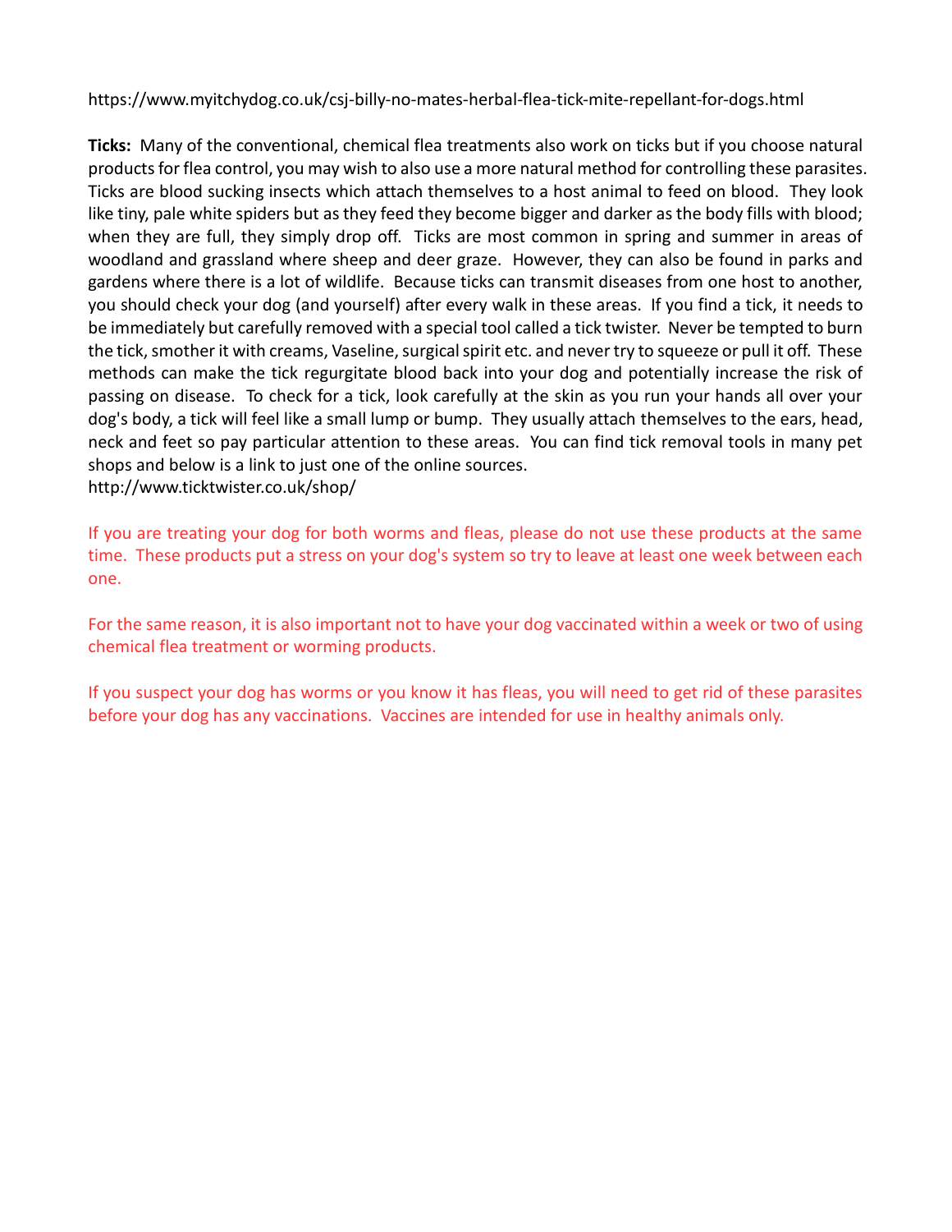https://www.myitchydog.co.uk/csj-billy-no-mates-herbal-flea-tick-mite-repellant-for-dogs.html

**Ticks:** Many of the conventional, chemical flea treatments also work on ticks but if you choose natural products for flea control, you may wish to also use a more natural method for controlling these parasites. Ticks are blood sucking insects which attach themselves to a host animal to feed on blood. They look like tiny, pale white spiders but as they feed they become bigger and darker as the body fills with blood; when they are full, they simply drop off. Ticks are most common in spring and summer in areas of woodland and grassland where sheep and deer graze. However, they can also be found in parks and gardens where there is a lot of wildlife. Because ticks can transmit diseases from one host to another, you should check your dog (and yourself) after every walk in these areas. If you find a tick, it needs to be immediately but carefully removed with a special tool called a tick twister. Never be tempted to burn the tick, smother it with creams, Vaseline, surgical spirit etc. and never try to squeeze or pull it off. These methods can make the tick regurgitate blood back into your dog and potentially increase the risk of passing on disease. To check for a tick, look carefully at the skin as you run your hands all over your dog's body, a tick will feel like a small lump or bump. They usually attach themselves to the ears, head, neck and feet so pay particular attention to these areas. You can find tick removal tools in many pet shops and below is a link to just one of the online sources.
http://www.ticktwister.co.uk/shop/

If you are treating your dog for both worms and fleas, please do not use these products at the same time. These products put a stress on your dog's system so try to leave at least one week between each one.

For the same reason, it is also important not to have your dog vaccinated within a week or two of using chemical flea treatment or worming products.

If you suspect your dog has worms or you know it has fleas, you will need to get rid of these parasites before your dog has any vaccinations. Vaccines are intended for use in healthy animals only.